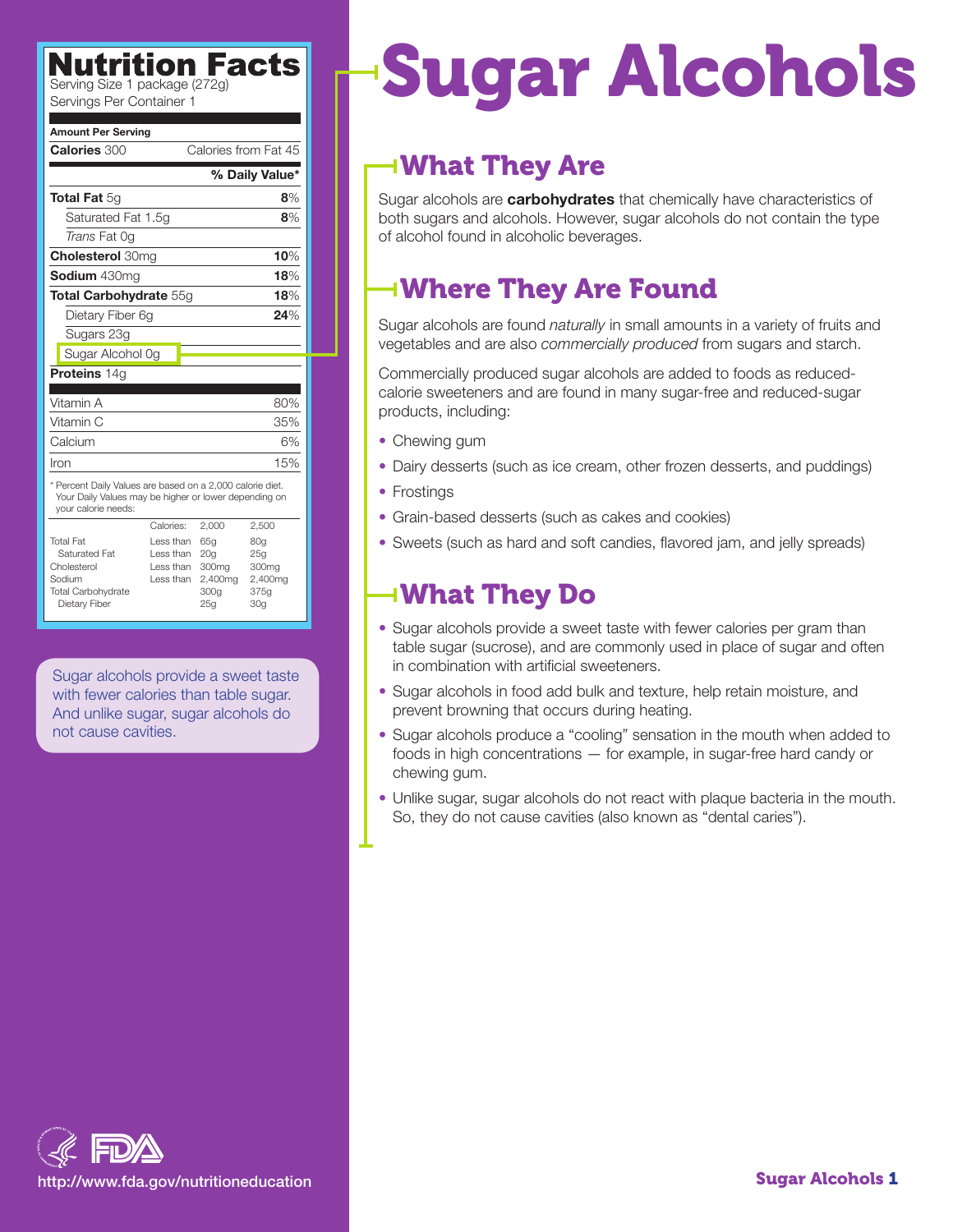# Sugar Alcohols

## Nutrition Facts

Serving Size 1 package (272g)
Servings Per Container 1

| Amount Per Serving | |
|---|---|
| **Calories** 300 | Calories from Fat 45 |
| | **% Daily Value*** |
| **Total Fat** 5g | **8%** |
| Saturated Fat 1.5g | **8%** |
| *Trans* Fat 0g | |
| **Cholesterol** 30mg | **10%** |
| **Sodium** 430mg | **18%** |
| **Total Carbohydrate** 55g | **18%** |
| Dietary Fiber 6g | **24%** |
| Sugars 23g | |
| Sugar Alcohol 0g | |
| **Proteins** 14g | |
| Vitamin A | 80% |
| Vitamin C | 35% |
| Calcium | 6% |
| Iron | 15% |

* Percent Daily Values are based on a 2,000 calorie diet. Your Daily Values may be higher or lower depending on your calorie needs:

| | Calories: | 2,000 | 2,500 |
|---|---|---|---|
| Total Fat | Less than | 65g | 80g |
| Saturated Fat | Less than | 20g | 25g |
| Cholesterol | Less than | 300mg | 300mg |
| Sodium | Less than | 2,400mg | 2,400mg |
| Total Carbohydrate | | 300g | 375g |
| Dietary Fiber | | 25g | 30g |

Sugar alcohols provide a sweet taste with fewer calories than table sugar. And unlike sugar, sugar alcohols do not cause cavities.

## What They Are

Sugar alcohols are **carbohydrates** that chemically have characteristics of both sugars and alcohols. However, sugar alcohols do not contain the type of alcohol found in alcoholic beverages.

## Where They Are Found

Sugar alcohols are found *naturally* in small amounts in a variety of fruits and vegetables and are also *commercially produced* from sugars and starch.

Commercially produced sugar alcohols are added to foods as reduced-calorie sweeteners and are found in many sugar-free and reduced-sugar products, including:

- Chewing gum
- Dairy desserts (such as ice cream, other frozen desserts, and puddings)
- Frostings
- Grain-based desserts (such as cakes and cookies)
- Sweets (such as hard and soft candies, flavored jam, and jelly spreads)

## What They Do

- Sugar alcohols provide a sweet taste with fewer calories per gram than table sugar (sucrose), and are commonly used in place of sugar and often in combination with artificial sweeteners.
- Sugar alcohols in food add bulk and texture, help retain moisture, and prevent browning that occurs during heating.
- Sugar alcohols produce a "cooling" sensation in the mouth when added to foods in high concentrations — for example, in sugar-free hard candy or chewing gum.
- Unlike sugar, sugar alcohols do not react with plaque bacteria in the mouth. So, they do not cause cavities (also known as "dental caries").

FDA
http://www.fda.gov/nutritioneducation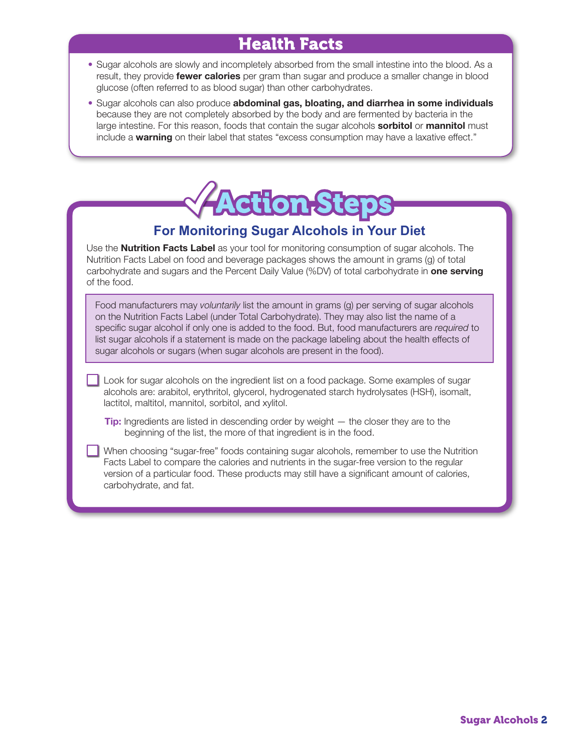## Health Facts

- Sugar alcohols are slowly and incompletely absorbed from the small intestine into the blood. As a result, they provide **fewer calories** per gram than sugar and produce a smaller change in blood glucose (often referred to as blood sugar) than other carbohydrates.
- Sugar alcohols can also produce **abdominal gas, bloating, and diarrhea in some individuals** because they are not completely absorbed by the body and are fermented by bacteria in the large intestine. For this reason, foods that contain the sugar alcohols **sorbitol** or **mannitol** must include a **warning** on their label that states "excess consumption may have a laxative effect."

## Action Steps

### For Monitoring Sugar Alcohols in Your Diet

Use the **Nutrition Facts Label** as your tool for monitoring consumption of sugar alcohols. The Nutrition Facts Label on food and beverage packages shows the amount in grams (g) of total carbohydrate and sugars and the Percent Daily Value (%DV) of total carbohydrate in **one serving** of the food.

> Food manufacturers may *voluntarily* list the amount in grams (g) per serving of sugar alcohols on the Nutrition Facts Label (under Total Carbohydrate). They may also list the name of a specific sugar alcohol if only one is added to the food. But, food manufacturers are *required* to list sugar alcohols if a statement is made on the package labeling about the health effects of sugar alcohols or sugars (when sugar alcohols are present in the food).

- [ ] Look for sugar alcohols on the ingredient list on a food package. Some examples of sugar alcohols are: arabitol, erythritol, glycerol, hydrogenated starch hydrolysates (HSH), isomalt, lactitol, maltitol, mannitol, sorbitol, and xylitol.

  **Tip:** Ingredients are listed in descending order by weight — the closer they are to the beginning of the list, the more of that ingredient is in the food.

- [ ] When choosing "sugar-free" foods containing sugar alcohols, remember to use the Nutrition Facts Label to compare the calories and nutrients in the sugar-free version to the regular version of a particular food. These products may still have a significant amount of calories, carbohydrate, and fat.